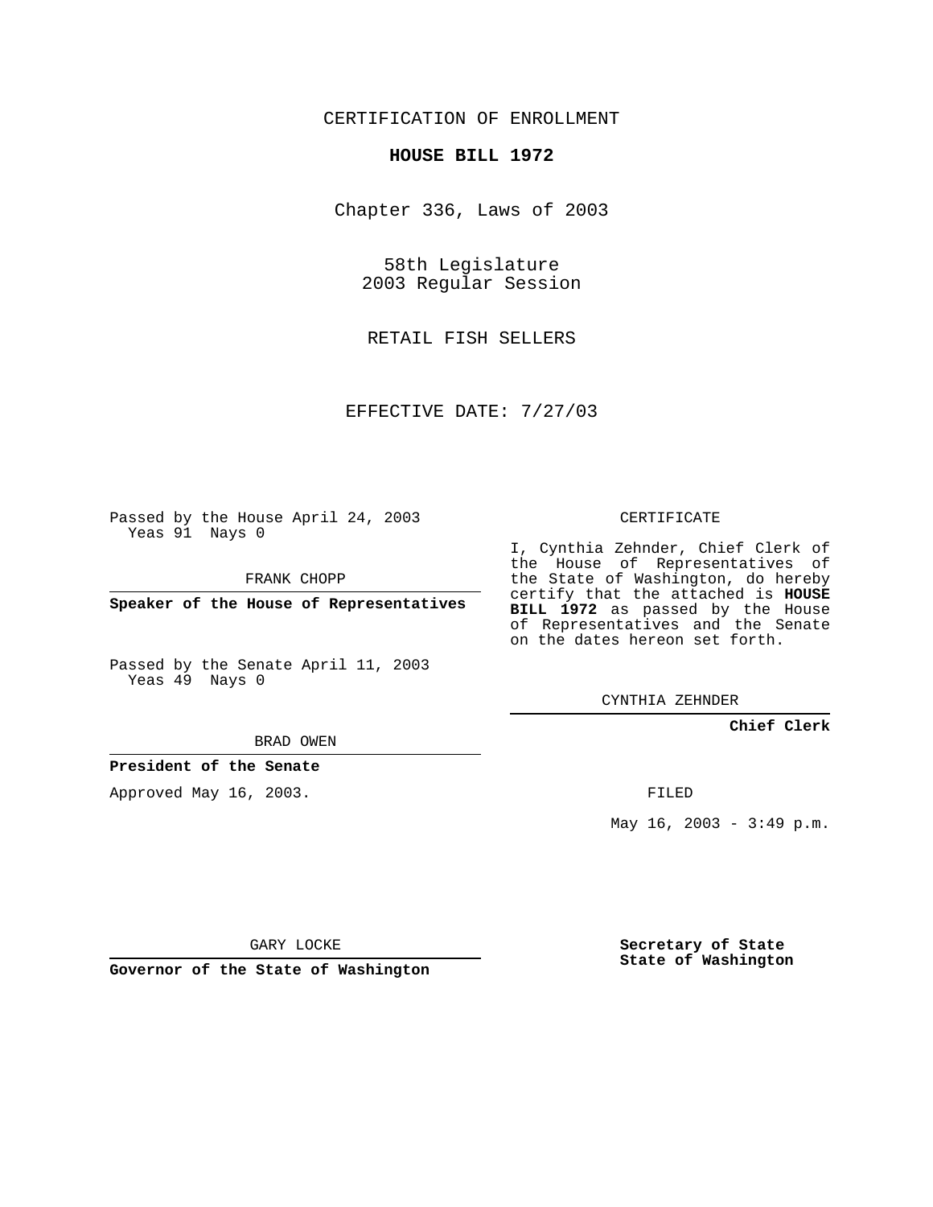CERTIFICATION OF ENROLLMENT

# HOUSE BILL 1972

Chapter 336, Laws of 2003

58th Legislature
2003 Regular Session

RETAIL FISH SELLERS

EFFECTIVE DATE: 7/27/03

Passed by the House April 24, 2003
Yeas 91 Nays 0

FRANK CHOPP

**Speaker of the House of Representatives**

Passed by the Senate April 11, 2003
Yeas 49 Nays 0

BRAD OWEN

**President of the Senate**

Approved May 16, 2003.

GARY LOCKE

**Governor of the State of Washington**

CERTIFICATE

I, Cynthia Zehnder, Chief Clerk of the House of Representatives of the State of Washington, do hereby certify that the attached is **HOUSE BILL 1972** as passed by the House of Representatives and the Senate on the dates hereon set forth.

CYNTHIA ZEHNDER

**Chief Clerk**

FILED

May 16, 2003 - 3:49 p.m.

**Secretary of State**
**State of Washington**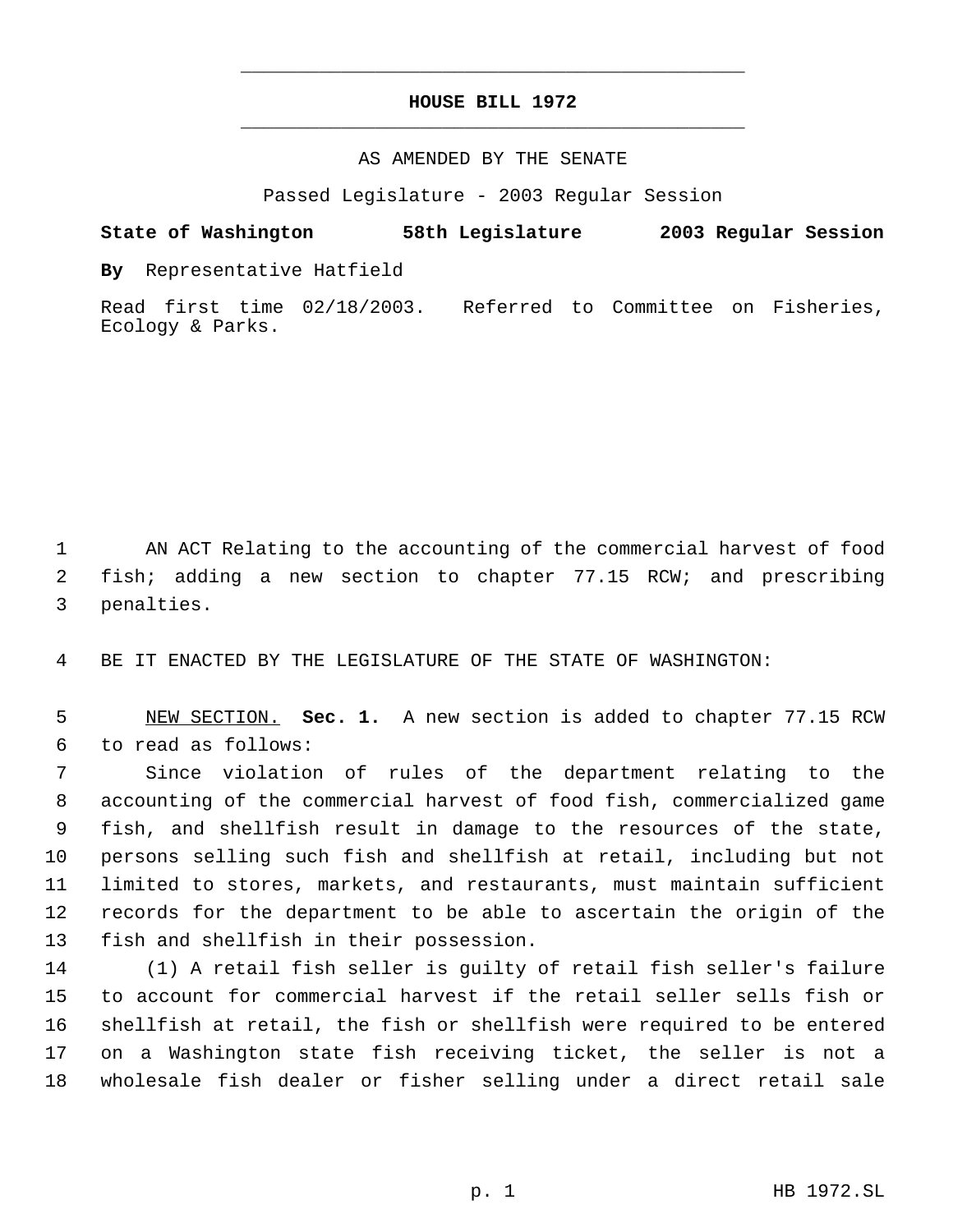# HOUSE BILL 1972

AS AMENDED BY THE SENATE

Passed Legislature - 2003 Regular Session

**State of Washington 58th Legislature 2003 Regular Session**

**By** Representative Hatfield

Read first time 02/18/2003. Referred to Committee on Fisheries, Ecology & Parks.

AN ACT Relating to the accounting of the commercial harvest of food fish; adding a new section to chapter 77.15 RCW; and prescribing penalties.

BE IT ENACTED BY THE LEGISLATURE OF THE STATE OF WASHINGTON:

NEW SECTION. **Sec. 1.** A new section is added to chapter 77.15 RCW to read as follows:

Since violation of rules of the department relating to the accounting of the commercial harvest of food fish, commercialized game fish, and shellfish result in damage to the resources of the state, persons selling such fish and shellfish at retail, including but not limited to stores, markets, and restaurants, must maintain sufficient records for the department to be able to ascertain the origin of the fish and shellfish in their possession.

(1) A retail fish seller is guilty of retail fish seller's failure to account for commercial harvest if the retail seller sells fish or shellfish at retail, the fish or shellfish were required to be entered on a Washington state fish receiving ticket, the seller is not a wholesale fish dealer or fisher selling under a direct retail sale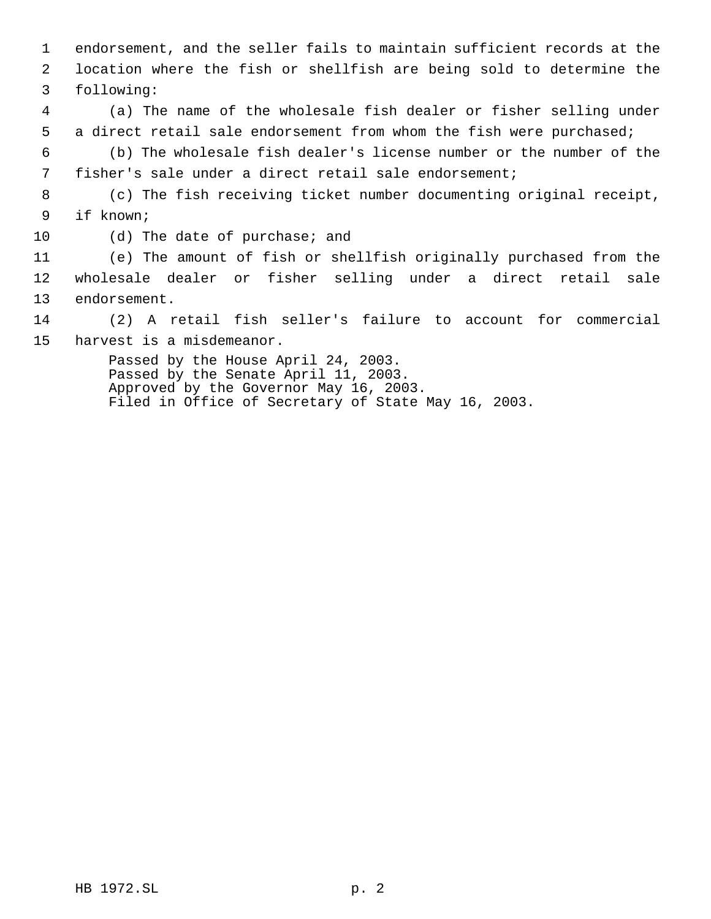endorsement, and the seller fails to maintain sufficient records at the location where the fish or shellfish are being sold to determine the following:

(a) The name of the wholesale fish dealer or fisher selling under a direct retail sale endorsement from whom the fish were purchased;

(b) The wholesale fish dealer's license number or the number of the fisher's sale under a direct retail sale endorsement;

(c) The fish receiving ticket number documenting original receipt, if known;

(d) The date of purchase; and

(e) The amount of fish or shellfish originally purchased from the wholesale dealer or fisher selling under a direct retail sale endorsement.

(2) A retail fish seller's failure to account for commercial harvest is a misdemeanor.

Passed by the House April 24, 2003.
Passed by the Senate April 11, 2003.
Approved by the Governor May 16, 2003.
Filed in Office of Secretary of State May 16, 2003.